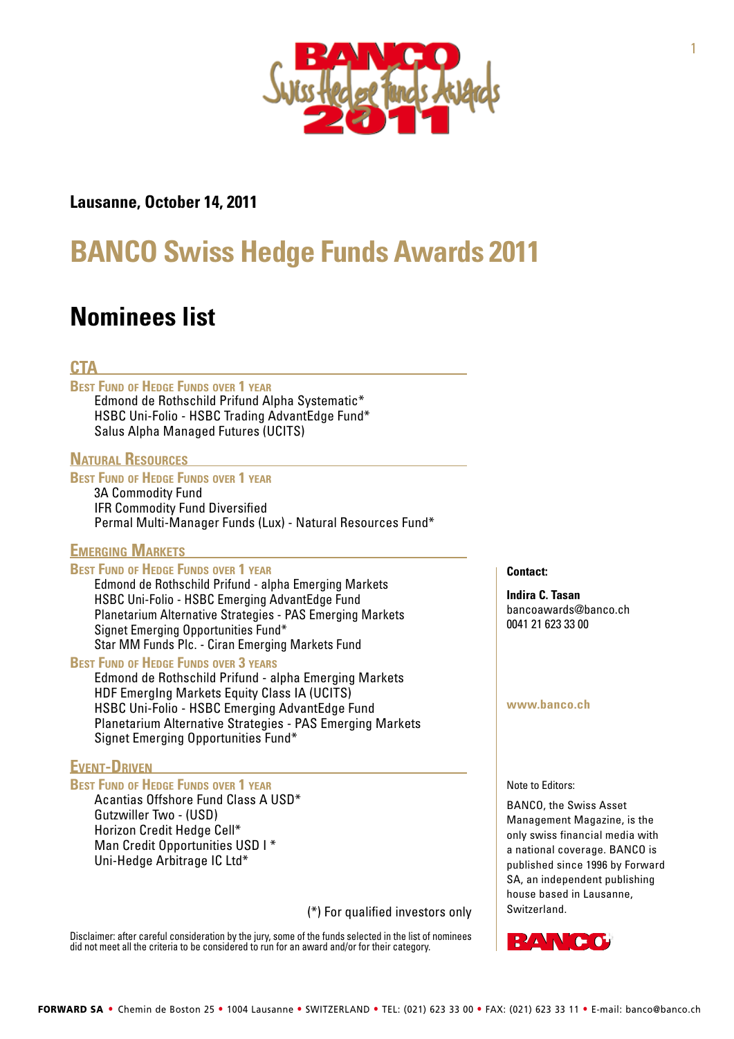**Lausanne, October 14, 2011**

# BANCO Swiss Hedge Funds Awards 2011

## Nominees list

### CTA

**Best Fund of Hedge Funds over 1 year**

- Edmond de Rothschild Prifund Alpha Systematic*
- HSBC Uni-Folio - HSBC Trading AdvantEdge Fund*
- Salus Alpha Managed Futures (UCITS)

### Natural Resources

**Best Fund of Hedge Funds over 1 year**

- 3A Commodity Fund
- IFR Commodity Fund Diversified
- Permal Multi-Manager Funds (Lux) - Natural Resources Fund*

### Emerging Markets

**Best Fund of Hedge Funds over 1 year**

- Edmond de Rothschild Prifund - alpha Emerging Markets
- HSBC Uni-Folio - HSBC Emerging AdvantEdge Fund
- Planetarium Alternative Strategies - PAS Emerging Markets
- Signet Emerging Opportunities Fund*
- Star MM Funds Plc. - Ciran Emerging Markets Fund

**Best Fund of Hedge Funds over 3 years**

- Edmond de Rothschild Prifund - alpha Emerging Markets
- HDF EmergIng Markets Equity Class IA (UCITS)
- HSBC Uni-Folio - HSBC Emerging AdvantEdge Fund
- Planetarium Alternative Strategies - PAS Emerging Markets
- Signet Emerging Opportunities Fund*

### Event-Driven

**Best Fund of Hedge Funds over 1 year**

- Acantias Offshore Fund Class A USD*
- Gutzwiller Two - (USD)
- Horizon Credit Hedge Cell*
- Man Credit Opportunities USD I *
- Uni-Hedge Arbitrage IC Ltd*

(*) For qualified investors only

Disclaimer: after careful consideration by the jury, some of the funds selected in the list of nominees did not meet all the criteria to be considered to run for an award and/or for their category.

**Contact:**

**Indira C. Tasan**
bancoawards@banco.ch
0041 21 623 33 00

**www.banco.ch**

Note to Editors:

BANCO, the Swiss Asset Management Magazine, is the only swiss financial media with a national coverage. BANCO is published since 1996 by Forward SA, an independent publishing house based in Lausanne, Switzerland.

**FORWARD SA** • Chemin de Boston 25 • 1004 Lausanne • SWITZERLAND • TEL: (021) 623 33 00 • FAX: (021) 623 33 11 • E-mail: banco@banco.ch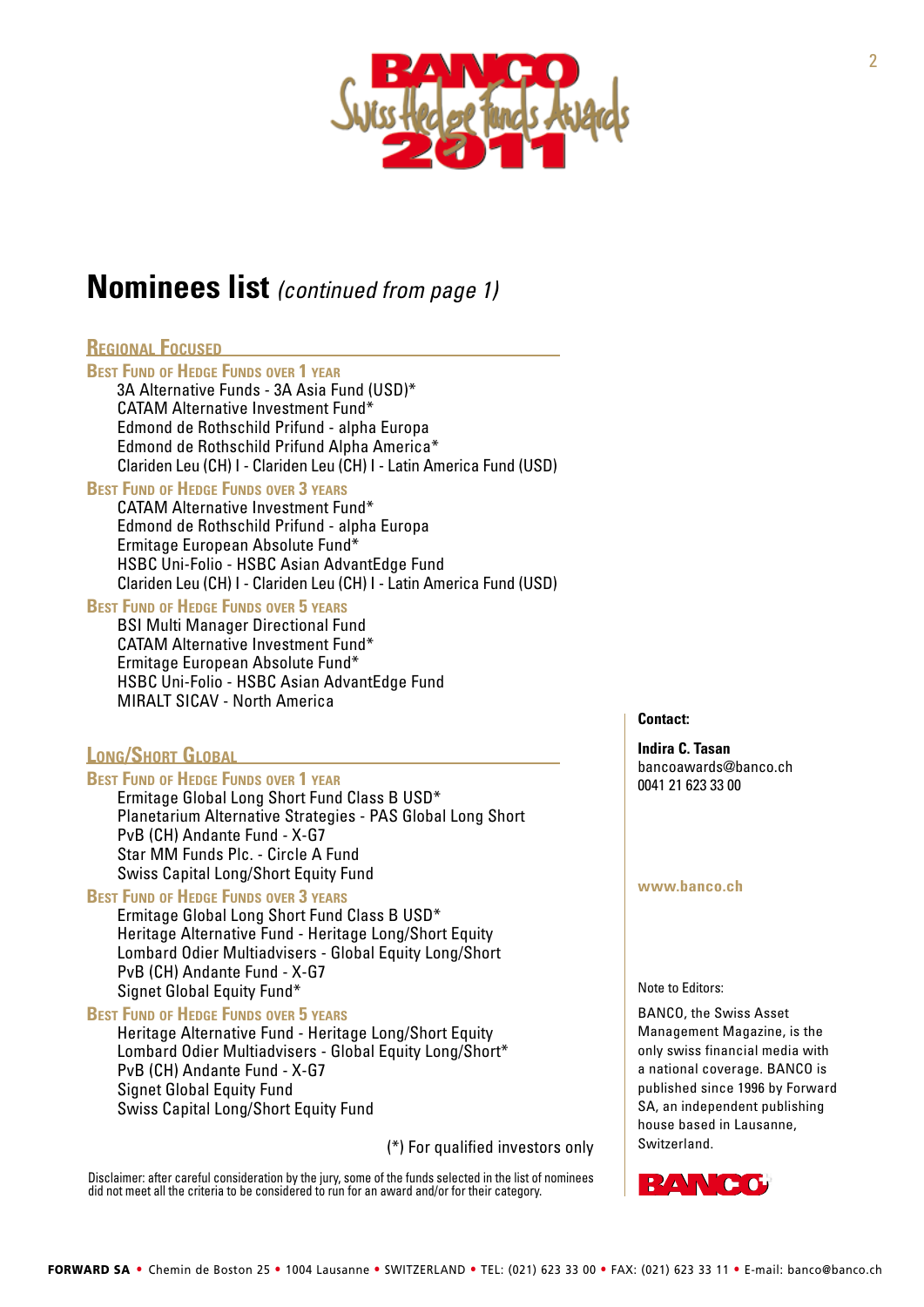# Nominees list *(continued from page 1)*

## Regional Focused

### Best Fund of Hedge Funds over 1 year

- 3A Alternative Funds - 3A Asia Fund (USD)*
- CATAM Alternative Investment Fund*
- Edmond de Rothschild Prifund - alpha Europa
- Edmond de Rothschild Prifund Alpha America*
- Clariden Leu (CH) I - Clariden Leu (CH) I - Latin America Fund (USD)

### Best Fund of Hedge Funds over 3 years

- CATAM Alternative Investment Fund*
- Edmond de Rothschild Prifund - alpha Europa
- Ermitage European Absolute Fund*
- HSBC Uni-Folio - HSBC Asian AdvantEdge Fund
- Clariden Leu (CH) I - Clariden Leu (CH) I - Latin America Fund (USD)

### Best Fund of Hedge Funds over 5 years

- BSI Multi Manager Directional Fund
- CATAM Alternative Investment Fund*
- Ermitage European Absolute Fund*
- HSBC Uni-Folio - HSBC Asian AdvantEdge Fund
- MIRALT SICAV - North America

## Long/Short Global

### Best Fund of Hedge Funds over 1 year

- Ermitage Global Long Short Fund Class B USD*
- Planetarium Alternative Strategies - PAS Global Long Short
- PvB (CH) Andante Fund - X-G7
- Star MM Funds Plc. - Circle A Fund
- Swiss Capital Long/Short Equity Fund

### Best Fund of Hedge Funds over 3 years

- Ermitage Global Long Short Fund Class B USD*
- Heritage Alternative Fund - Heritage Long/Short Equity
- Lombard Odier Multiadvisers - Global Equity Long/Short
- PvB (CH) Andante Fund - X-G7
- Signet Global Equity Fund*

### Best Fund of Hedge Funds over 5 years

- Heritage Alternative Fund - Heritage Long/Short Equity
- Lombard Odier Multiadvisers - Global Equity Long/Short*
- PvB (CH) Andante Fund - X-G7
- Signet Global Equity Fund
- Swiss Capital Long/Short Equity Fund

(*) For qualified investors only

Disclaimer: after careful consideration by the jury, some of the funds selected in the list of nominees did not meet all the criteria to be considered to run for an award and/or for their category.

**Contact:**

**Indira C. Tasan**
bancoawards@banco.ch
0041 21 623 33 00

**www.banco.ch**

Note to Editors:

BANCO, the Swiss Asset Management Magazine, is the only swiss financial media with a national coverage. BANCO is published since 1996 by Forward SA, an independent publishing house based in Lausanne, Switzerland.

**FORWARD SA** • Chemin de Boston 25 • 1004 Lausanne • SWITZERLAND • TEL: (021) 623 33 00 • FAX: (021) 623 33 11 • E-mail: banco@banco.ch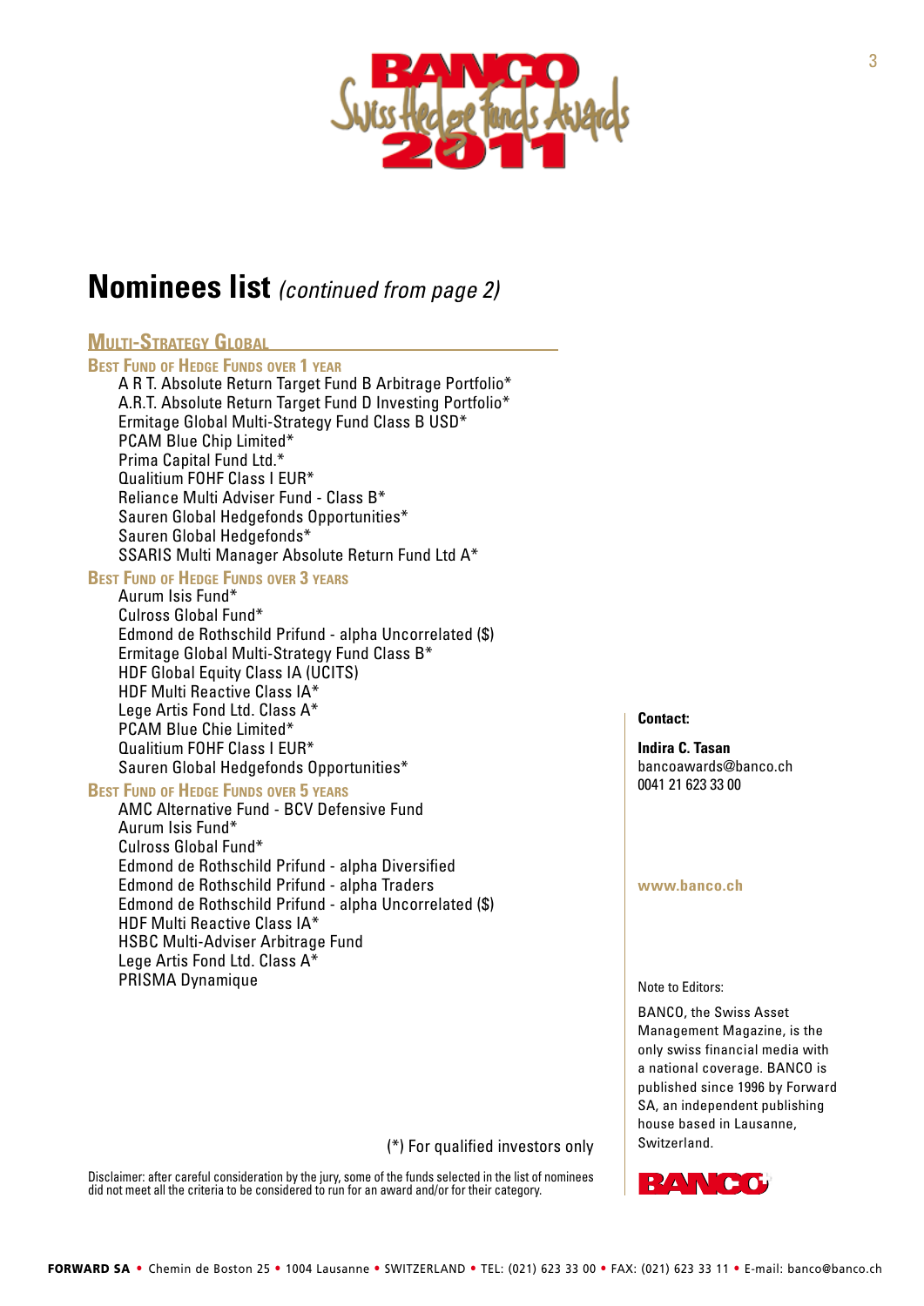# Nominees list *(continued from page 2)*

## Multi-Strategy Global

### Best Fund of Hedge Funds over 1 year

- A R T. Absolute Return Target Fund B Arbitrage Portfolio*
- A.R.T. Absolute Return Target Fund D Investing Portfolio*
- Ermitage Global Multi-Strategy Fund Class B USD*
- PCAM Blue Chip Limited*
- Prima Capital Fund Ltd.*
- Qualitium FOHF Class I EUR*
- Reliance Multi Adviser Fund - Class B*
- Sauren Global Hedgefonds Opportunities*
- Sauren Global Hedgefonds*
- SSARIS Multi Manager Absolute Return Fund Ltd A*

### Best Fund of Hedge Funds over 3 years

- Aurum Isis Fund*
- Culross Global Fund*
- Edmond de Rothschild Prifund - alpha Uncorrelated ($)
- Ermitage Global Multi-Strategy Fund Class B*
- HDF Global Equity Class IA (UCITS)
- HDF Multi Reactive Class IA*
- Lege Artis Fond Ltd. Class A*
- PCAM Blue Chie Limited*
- Qualitium FOHF Class I EUR*
- Sauren Global Hedgefonds Opportunities*

### Best Fund of Hedge Funds over 5 years

- AMC Alternative Fund - BCV Defensive Fund
- Aurum Isis Fund*
- Culross Global Fund*
- Edmond de Rothschild Prifund - alpha Diversified
- Edmond de Rothschild Prifund - alpha Traders
- Edmond de Rothschild Prifund - alpha Uncorrelated ($)
- HDF Multi Reactive Class IA*
- HSBC Multi-Adviser Arbitrage Fund
- Lege Artis Fond Ltd. Class A*
- PRISMA Dynamique

(*) For qualified investors only

Disclaimer: after careful consideration by the jury, some of the funds selected in the list of nominees did not meet all the criteria to be considered to run for an award and/or for their category.

**Contact:**

**Indira C. Tasan**
bancoawards@banco.ch
0041 21 623 33 00

**www.banco.ch**

Note to Editors:

BANCO, the Swiss Asset Management Magazine, is the only swiss financial media with a national coverage. BANCO is published since 1996 by Forward SA, an independent publishing house based in Lausanne, Switzerland.

**FORWARD SA** • Chemin de Boston 25 • 1004 Lausanne • SWITZERLAND • TEL: (021) 623 33 00 • FAX: (021) 623 33 11 • E-mail: banco@banco.ch